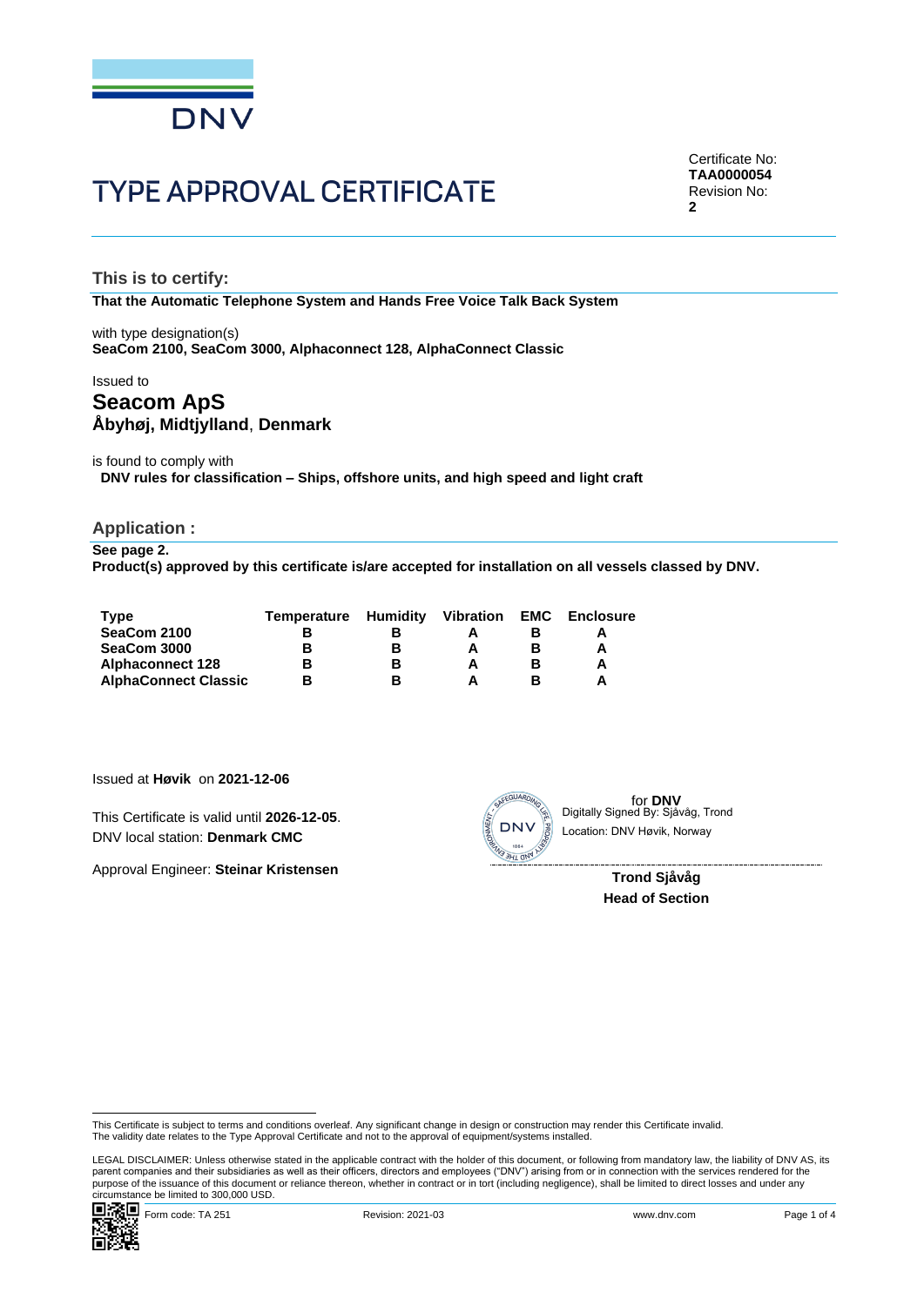DNV

# TYPE APPROVAL CERTIFICATE

Certificate No:
**TAA0000054**
Revision No:
**2**

## This is to certify:

**That the Automatic Telephone System and Hands Free Voice Talk Back System**

with type designation(s)
**SeaCom 2100, SeaCom 3000, Alphaconnect 128, AlphaConnect Classic**

Issued to
## Seacom ApS
**Åbyhøj, Midtjylland**, **Denmark**

is found to comply with
**DNV rules for classification – Ships, offshore units, and high speed and light craft**

## Application :

**See page 2.**
**Product(s) approved by this certificate is/are accepted for installation on all vessels classed by DNV.**

| Type | Temperature | Humidity | Vibration | EMC | Enclosure |
|---|---|---|---|---|---|
| SeaCom 2100 | B | B | A | B | A |
| SeaCom 3000 | B | B | A | B | A |
| Alphaconnect 128 | B | B | A | B | A |
| AlphaConnect Classic | B | B | A | B | A |

Issued at **Høvik** on **2021-12-06**

This Certificate is valid until **2026-12-05**.
DNV local station: **Denmark CMC**

Approval Engineer: **Steinar Kristensen**

for **DNV**
Digitally Signed By: Sjåvåg, Trond
Location: DNV Høvik, Norway

**Trond Sjåvåg**
**Head of Section**

This Certificate is subject to terms and conditions overleaf. Any significant change in design or construction may render this Certificate invalid.
The validity date relates to the Type Approval Certificate and not to the approval of equipment/systems installed.

LEGAL DISCLAIMER: Unless otherwise stated in the applicable contract with the holder of this document, or following from mandatory law, the liability of DNV AS, its parent companies and their subsidiaries as well as their officers, directors and employees ("DNV") arising from or in connection with the services rendered for the purpose of the issuance of this document or reliance thereon, whether in contract or in tort (including negligence), shall be limited to direct losses and under any circumstance be limited to 300,000 USD.

Form code: TA 251 Revision: 2021-03 www.dnv.com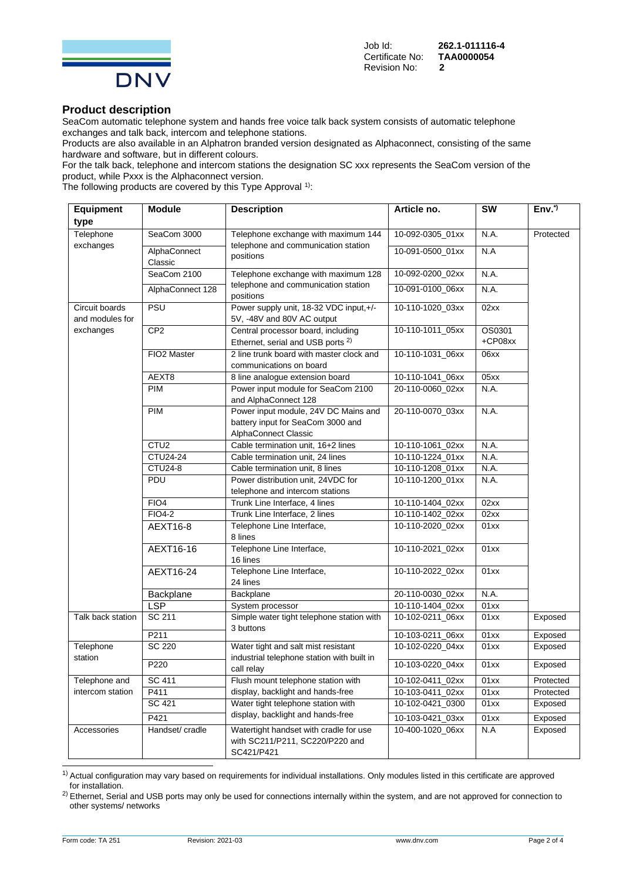Job Id: **262.1-011116-4**
Certificate No: **TAA0000054**
Revision No: **2**

## Product description

SeaCom automatic telephone system and hands free voice talk back system consists of automatic telephone exchanges and talk back, intercom and telephone stations.

Products are also available in an Alphatron branded version designated as Alphaconnect, consisting of the same hardware and software, but in different colours.

For the talk back, telephone and intercom stations the designation SC xxx represents the SeaCom version of the product, while Pxxx is the Alphaconnect version.

The following products are covered by this Type Approval [1]:

| Equipment type | Module | Description | Article no. | SW | Env.*) |
|---|---|---|---|---|---|
| Telephone exchanges | SeaCom 3000 | Telephone exchange with maximum 144 telephone and communication station positions | 10-092-0305_01xx | N.A. | Protected |
| | AlphaConnect Classic | | 10-091-0500_01xx | N.A | |
| | SeaCom 2100 | Telephone exchange with maximum 128 telephone and communication station positions | 10-092-0200_02xx | N.A. | |
| | AlphaConnect 128 | | 10-091-0100_06xx | N.A. | |
| Circuit boards and modules for exchanges | PSU | Power supply unit, 18-32 VDC input,+/- 5V, -48V and 80V AC output | 10-110-1020_03xx | 02xx | |
| | CP2 | Central processor board, including Ethernet, serial and USB ports [2] | 10-110-1011_05xx | OS0301 +CP08xx | |
| | FIO2 Master | 2 line trunk board with master clock and communications on board | 10-110-1031_06xx | 06xx | |
| | AEXT8 | 8 line analogue extension board | 10-110-1041_06xx | 05xx | |
| | PIM | Power input module for SeaCom 2100 and AlphaConnect 128 | 20-110-0060_02xx | N.A. | |
| | PIM | Power input module, 24V DC Mains and battery input for SeaCom 3000 and AlphaConnect Classic | 20-110-0070_03xx | N.A. | |
| | CTU2 | Cable termination unit, 16+2 lines | 10-110-1061_02xx | N.A. | |
| | CTU24-24 | Cable termination unit, 24 lines | 10-110-1224_01xx | N.A. | |
| | CTU24-8 | Cable termination unit, 8 lines | 10-110-1208_01xx | N.A. | |
| | PDU | Power distribution unit, 24VDC for telephone and intercom stations | 10-110-1200_01xx | N.A. | |
| | FIO4 | Trunk Line Interface, 4 lines | 10-110-1404_02xx | 02xx | |
| | FIO4-2 | Trunk Line Interface, 2 lines | 10-110-1402_02xx | 02xx | |
| | AEXT16-8 | Telephone Line Interface, 8 lines | 10-110-2020_02xx | 01xx | |
| | AEXT16-16 | Telephone Line Interface, 16 lines | 10-110-2021_02xx | 01xx | |
| | AEXT16-24 | Telephone Line Interface, 24 lines | 10-110-2022_02xx | 01xx | |
| | Backplane | Backplane | 20-110-0030_02xx | N.A. | |
| | LSP | System processor | 10-110-1404_02xx | 01xx | |
| Talk back station | SC 211 | Simple water tight telephone station with 3 buttons | 10-102-0211_06xx | 01xx | Exposed |
| | P211 | | 10-103-0211_06xx | 01xx | Exposed |
| Telephone station | SC 220 | Water tight and salt mist resistant industrial telephone station with built in call relay | 10-102-0220_04xx | 01xx | Exposed |
| | P220 | | 10-103-0220_04xx | 01xx | Exposed |
| Telephone and intercom station | SC 411 | Flush mount telephone station with display, backlight and hands-free | 10-102-0411_02xx | 01xx | Protected |
| | P411 | | 10-103-0411_02xx | 01xx | Protected |
| | SC 421 | Water tight telephone station with display, backlight and hands-free | 10-102-0421_0300 | 01xx | Exposed |
| | P421 | | 10-103-0421_03xx | 01xx | Exposed |
| Accessories | Handset/ cradle | Watertight handset with cradle for use with SC211/P211, SC220/P220 and SC421/P421 | 10-400-1020_06xx | N.A | Exposed |

[1] Actual configuration may vary based on requirements for individual installations. Only modules listed in this certificate are approved for installation.

[2] Ethernet, Serial and USB ports may only be used for connections internally within the system, and are not approved for connection to other systems/ networks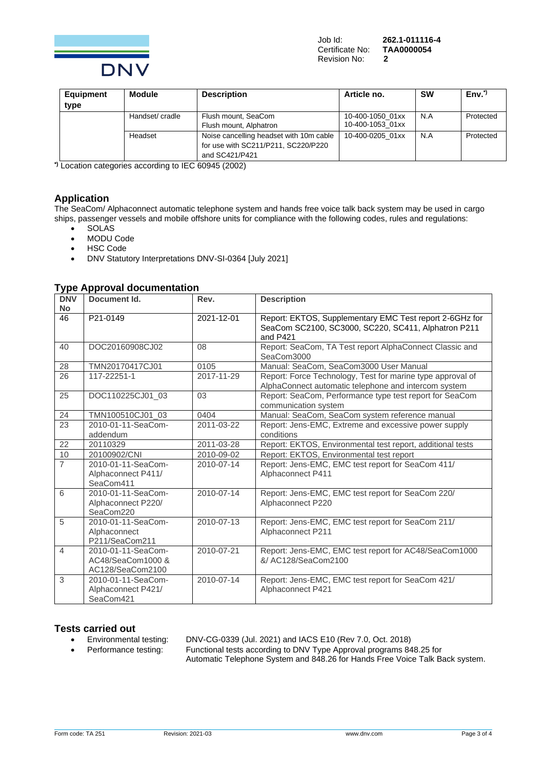Job Id: **262.1-011116-4**
Certificate No: **TAA0000054**
Revision No: **2**

| Equipment type | Module | Description | Article no. | SW | Env.*) |
|---|---|---|---|---|---|
| | Handset/ cradle | Flush mount, SeaCom<br>Flush mount, Alphatron | 10-400-1050_01xx<br>10-400-1053_01xx | N.A | Protected |
| | Headset | Noise cancelling headset with 10m cable for use with SC211/P211, SC220/P220 and SC421/P421 | 10-400-0205_01xx | N.A | Protected |

*) Location categories according to IEC 60945 (2002)

## Application

The SeaCom/ Alphaconnect automatic telephone system and hands free voice talk back system may be used in cargo ships, passenger vessels and mobile offshore units for compliance with the following codes, rules and regulations:

- SOLAS
- MODU Code
- HSC Code
- DNV Statutory Interpretations DNV-SI-0364 [July 2021]

## Type Approval documentation

| DNV No | Document Id. | Rev. | Description |
|---|---|---|---|
| 46 | P21-0149 | 2021-12-01 | Report: EKTOS, Supplementary EMC Test report 2-6GHz for SeaCom SC2100, SC3000, SC220, SC411, Alphatron P211 and P421 |
| 40 | DOC20160908CJ02 | 08 | Report: SeaCom, TA Test report AlphaConnect Classic and SeaCom3000 |
| 28 | TMN20170417CJ01 | 0105 | Manual: SeaCom, SeaCom3000 User Manual |
| 26 | 117-22251-1 | 2017-11-29 | Report: Force Technology, Test for marine type approval of AlphaConnect automatic telephone and intercom system |
| 25 | DOC110225CJ01_03 | 03 | Report: SeaCom, Performance type test report for SeaCom communication system |
| 24 | TMN100510CJ01_03 | 0404 | Manual: SeaCom, SeaCom system reference manual |
| 23 | 2010-01-11-SeaCom-addendum | 2011-03-22 | Report: Jens-EMC, Extreme and excessive power supply conditions |
| 22 | 20110329 | 2011-03-28 | Report: EKTOS, Environmental test report, additional tests |
| 10 | 20100902/CNI | 2010-09-02 | Report: EKTOS, Environmental test report |
| 7 | 2010-01-11-SeaCom-Alphaconnect P411/ SeaCom411 | 2010-07-14 | Report: Jens-EMC, EMC test report for SeaCom 411/ Alphaconnect P411 |
| 6 | 2010-01-11-SeaCom-Alphaconnect P220/ SeaCom220 | 2010-07-14 | Report: Jens-EMC, EMC test report for SeaCom 220/ Alphaconnect P220 |
| 5 | 2010-01-11-SeaCom-Alphaconnect P211/SeaCom211 | 2010-07-13 | Report: Jens-EMC, EMC test report for SeaCom 211/ Alphaconnect P211 |
| 4 | 2010-01-11-SeaCom-AC48/SeaCom1000 & AC128/SeaCom2100 | 2010-07-21 | Report: Jens-EMC, EMC test report for AC48/SeaCom1000 &/ AC128/SeaCom2100 |
| 3 | 2010-01-11-SeaCom-Alphaconnect P421/ SeaCom421 | 2010-07-14 | Report: Jens-EMC, EMC test report for SeaCom 421/ Alphaconnect P421 |

## Tests carried out

- Environmental testing: DNV-CG-0339 (Jul. 2021) and IACS E10 (Rev 7.0, Oct. 2018)
- Performance testing: Functional tests according to DNV Type Approval programs 848.25 for Automatic Telephone System and 848.26 for Hands Free Voice Talk Back system.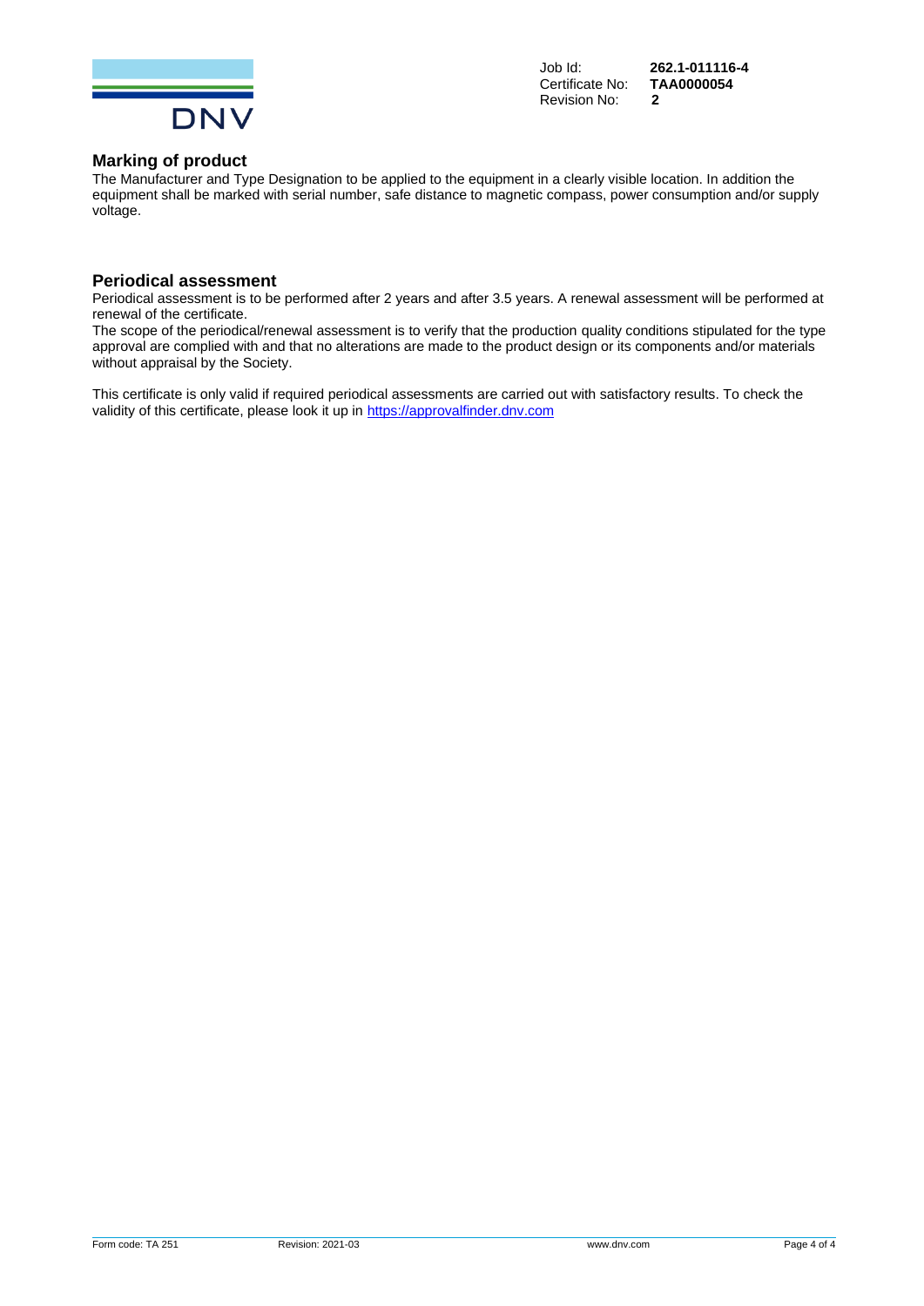Job Id: **262.1-011116-4**
Certificate No: **TAA0000054**
Revision No: **2**

## Marking of product

The Manufacturer and Type Designation to be applied to the equipment in a clearly visible location. In addition the equipment shall be marked with serial number, safe distance to magnetic compass, power consumption and/or supply voltage.

## Periodical assessment

Periodical assessment is to be performed after 2 years and after 3.5 years. A renewal assessment will be performed at renewal of the certificate.
The scope of the periodical/renewal assessment is to verify that the production quality conditions stipulated for the type approval are complied with and that no alterations are made to the product design or its components and/or materials without appraisal by the Society.

This certificate is only valid if required periodical assessments are carried out with satisfactory results. To check the validity of this certificate, please look it up in https://approvalfinder.dnv.com